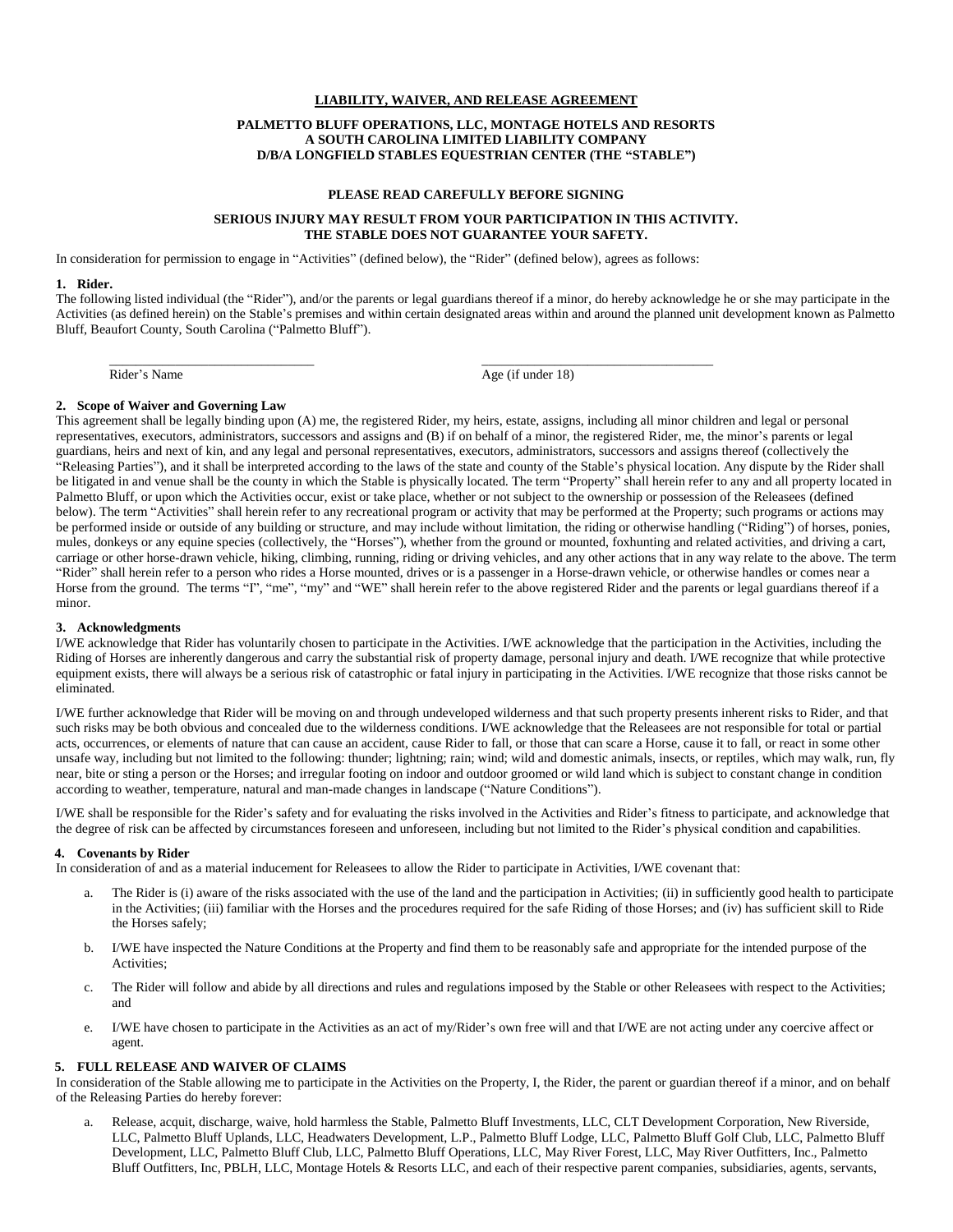**LIABILITY, WAIVER, AND RELEASE AGREEMENT**

**PALMETTO BLUFF OPERATIONS, LLC, MONTAGE HOTELS AND RESORTS**
**A SOUTH CAROLINA LIMITED LIABILITY COMPANY**
**D/B/A LONGFIELD STABLES EQUESTRIAN CENTER (THE "STABLE")**

**PLEASE READ CAREFULLY BEFORE SIGNING**

**SERIOUS INJURY MAY RESULT FROM YOUR PARTICIPATION IN THIS ACTIVITY.**
**THE STABLE DOES NOT GUARANTEE YOUR SAFETY.**

In consideration for permission to engage in "Activities" (defined below), the "Rider" (defined below), agrees as follows:

**1. Rider.**
The following listed individual (the "Rider"), and/or the parents or legal guardians thereof if a minor, do hereby acknowledge he or she may participate in the Activities (as defined herein) on the Stable's premises and within certain designated areas within and around the planned unit development known as Palmetto Bluff, Beaufort County, South Carolina ("Palmetto Bluff").

\_\_\_\_\_\_\_\_\_\_\_\_\_\_\_\_\_\_\_\_\_\_\_\_\_\_\_\_\_\_ \_\_\_\_\_\_\_\_\_\_\_\_\_\_\_\_\_\_\_\_\_\_\_\_\_\_\_\_\_\_
Rider's Name Age (if under 18)

**2. Scope of Waiver and Governing Law**
This agreement shall be legally binding upon (A) me, the registered Rider, my heirs, estate, assigns, including all minor children and legal or personal representatives, executors, administrators, successors and assigns and (B) if on behalf of a minor, the registered Rider, me, the minor's parents or legal guardians, heirs and next of kin, and any legal and personal representatives, executors, administrators, successors and assigns thereof (collectively the "Releasing Parties"), and it shall be interpreted according to the laws of the state and county of the Stable's physical location. Any dispute by the Rider shall be litigated in and venue shall be the county in which the Stable is physically located. The term "Property" shall herein refer to any and all property located in Palmetto Bluff, or upon which the Activities occur, exist or take place, whether or not subject to the ownership or possession of the Releasees (defined below). The term "Activities" shall herein refer to any recreational program or activity that may be performed at the Property; such programs or actions may be performed inside or outside of any building or structure, and may include without limitation, the riding or otherwise handling ("Riding") of horses, ponies, mules, donkeys or any equine species (collectively, the "Horses"), whether from the ground or mounted, foxhunting and related activities, and driving a cart, carriage or other horse-drawn vehicle, hiking, climbing, running, riding or driving vehicles, and any other actions that in any way relate to the above. The term "Rider" shall herein refer to a person who rides a Horse mounted, drives or is a passenger in a Horse-drawn vehicle, or otherwise handles or comes near a Horse from the ground. The terms "I", "me", "my" and "WE" shall herein refer to the above registered Rider and the parents or legal guardians thereof if a minor.

**3. Acknowledgments**
I/WE acknowledge that Rider has voluntarily chosen to participate in the Activities. I/WE acknowledge that the participation in the Activities, including the Riding of Horses are inherently dangerous and carry the substantial risk of property damage, personal injury and death. I/WE recognize that while protective equipment exists, there will always be a serious risk of catastrophic or fatal injury in participating in the Activities. I/WE recognize that those risks cannot be eliminated.

I/WE further acknowledge that Rider will be moving on and through undeveloped wilderness and that such property presents inherent risks to Rider, and that such risks may be both obvious and concealed due to the wilderness conditions. I/WE acknowledge that the Releasees are not responsible for total or partial acts, occurrences, or elements of nature that can cause an accident, cause Rider to fall, or those that can scare a Horse, cause it to fall, or react in some other unsafe way, including but not limited to the following: thunder; lightning; rain; wind; wild and domestic animals, insects, or reptiles, which may walk, run, fly near, bite or sting a person or the Horses; and irregular footing on indoor and outdoor groomed or wild land which is subject to constant change in condition according to weather, temperature, natural and man-made changes in landscape ("Nature Conditions").

I/WE shall be responsible for the Rider's safety and for evaluating the risks involved in the Activities and Rider's fitness to participate, and acknowledge that the degree of risk can be affected by circumstances foreseen and unforeseen, including but not limited to the Rider's physical condition and capabilities.

**4. Covenants by Rider**
In consideration of and as a material inducement for Releasees to allow the Rider to participate in Activities, I/WE covenant that:

a. The Rider is (i) aware of the risks associated with the use of the land and the participation in Activities; (ii) in sufficiently good health to participate in the Activities; (iii) familiar with the Horses and the procedures required for the safe Riding of those Horses; and (iv) has sufficient skill to Ride the Horses safely;

b. I/WE have inspected the Nature Conditions at the Property and find them to be reasonably safe and appropriate for the intended purpose of the Activities;

c. The Rider will follow and abide by all directions and rules and regulations imposed by the Stable or other Releasees with respect to the Activities; and

e. I/WE have chosen to participate in the Activities as an act of my/Rider's own free will and that I/WE are not acting under any coercive affect or agent.

**5. FULL RELEASE AND WAIVER OF CLAIMS**
In consideration of the Stable allowing me to participate in the Activities on the Property, I, the Rider, the parent or guardian thereof if a minor, and on behalf of the Releasing Parties do hereby forever:

a. Release, acquit, discharge, waive, hold harmless the Stable, Palmetto Bluff Investments, LLC, CLT Development Corporation, New Riverside, LLC, Palmetto Bluff Uplands, LLC, Headwaters Development, L.P., Palmetto Bluff Lodge, LLC, Palmetto Bluff Golf Club, LLC, Palmetto Bluff Development, LLC, Palmetto Bluff Club, LLC, Palmetto Bluff Operations, LLC, May River Forest, LLC, May River Outfitters, Inc., Palmetto Bluff Outfitters, Inc, PBLH, LLC, Montage Hotels & Resorts LLC, and each of their respective parent companies, subsidiaries, agents, servants,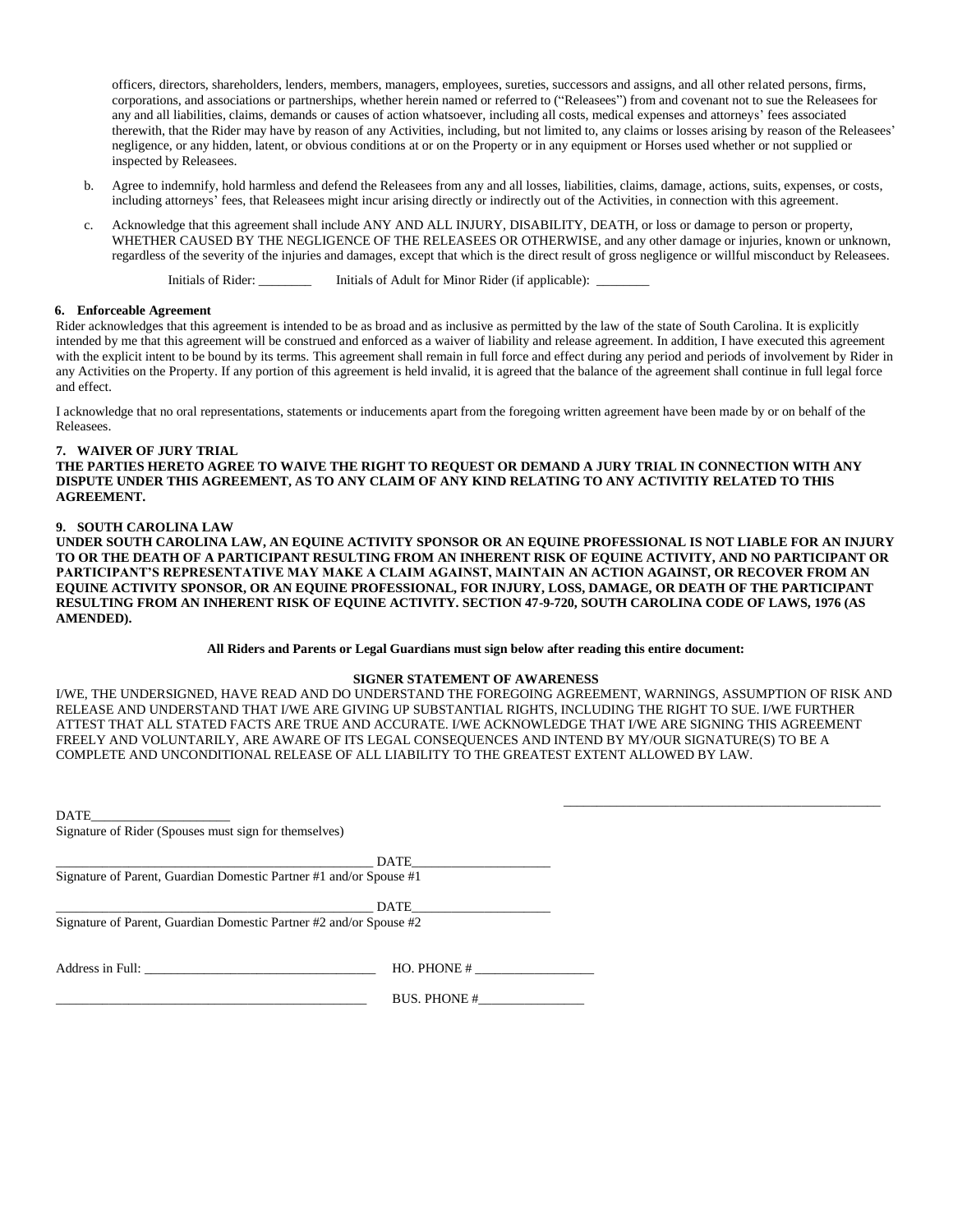officers, directors, shareholders, lenders, members, managers, employees, sureties, successors and assigns, and all other related persons, firms, corporations, and associations or partnerships, whether herein named or referred to ("Releasees") from and covenant not to sue the Releasees for any and all liabilities, claims, demands or causes of action whatsoever, including all costs, medical expenses and attorneys' fees associated therewith, that the Rider may have by reason of any Activities, including, but not limited to, any claims or losses arising by reason of the Releasees' negligence, or any hidden, latent, or obvious conditions at or on the Property or in any equipment or Horses used whether or not supplied or inspected by Releasees.

b. Agree to indemnify, hold harmless and defend the Releasees from any and all losses, liabilities, claims, damage, actions, suits, expenses, or costs, including attorneys' fees, that Releasees might incur arising directly or indirectly out of the Activities, in connection with this agreement.

c. Acknowledge that this agreement shall include ANY AND ALL INJURY, DISABILITY, DEATH, or loss or damage to person or property, WHETHER CAUSED BY THE NEGLIGENCE OF THE RELEASEES OR OTHERWISE, and any other damage or injuries, known or unknown, regardless of the severity of the injuries and damages, except that which is the direct result of gross negligence or willful misconduct by Releasees.

Initials of Rider: ________ Initials of Adult for Minor Rider (if applicable): ________

**6. Enforceable Agreement**

Rider acknowledges that this agreement is intended to be as broad and as inclusive as permitted by the law of the state of South Carolina. It is explicitly intended by me that this agreement will be construed and enforced as a waiver of liability and release agreement. In addition, I have executed this agreement with the explicit intent to be bound by its terms. This agreement shall remain in full force and effect during any period and periods of involvement by Rider in any Activities on the Property. If any portion of this agreement is held invalid, it is agreed that the balance of the agreement shall continue in full legal force and effect.

I acknowledge that no oral representations, statements or inducements apart from the foregoing written agreement have been made by or on behalf of the Releasees.

**7. WAIVER OF JURY TRIAL**

**THE PARTIES HERETO AGREE TO WAIVE THE RIGHT TO REQUEST OR DEMAND A JURY TRIAL IN CONNECTION WITH ANY DISPUTE UNDER THIS AGREEMENT, AS TO ANY CLAIM OF ANY KIND RELATING TO ANY ACTIVITIY RELATED TO THIS AGREEMENT.**

**9. SOUTH CAROLINA LAW**

**UNDER SOUTH CAROLINA LAW, AN EQUINE ACTIVITY SPONSOR OR AN EQUINE PROFESSIONAL IS NOT LIABLE FOR AN INJURY TO OR THE DEATH OF A PARTICIPANT RESULTING FROM AN INHERENT RISK OF EQUINE ACTIVITY, AND NO PARTICIPANT OR PARTICIPANT'S REPRESENTATIVE MAY MAKE A CLAIM AGAINST, MAINTAIN AN ACTION AGAINST, OR RECOVER FROM AN EQUINE ACTIVITY SPONSOR, OR AN EQUINE PROFESSIONAL, FOR INJURY, LOSS, DAMAGE, OR DEATH OF THE PARTICIPANT RESULTING FROM AN INHERENT RISK OF EQUINE ACTIVITY. SECTION 47-9-720, SOUTH CAROLINA CODE OF LAWS, 1976 (AS AMENDED).**

**All Riders and Parents or Legal Guardians must sign below after reading this entire document:**

**SIGNER STATEMENT OF AWARENESS**

I/WE, THE UNDERSIGNED, HAVE READ AND DO UNDERSTAND THE FOREGOING AGREEMENT, WARNINGS, ASSUMPTION OF RISK AND RELEASE AND UNDERSTAND THAT I/WE ARE GIVING UP SUBSTANTIAL RIGHTS, INCLUDING THE RIGHT TO SUE. I/WE FURTHER ATTEST THAT ALL STATED FACTS ARE TRUE AND ACCURATE. I/WE ACKNOWLEDGE THAT I/WE ARE SIGNING THIS AGREEMENT FREELY AND VOLUNTARILY, ARE AWARE OF ITS LEGAL CONSEQUENCES AND INTEND BY MY/OUR SIGNATURE(S) TO BE A COMPLETE AND UNCONDITIONAL RELEASE OF ALL LIABILITY TO THE GREATEST EXTENT ALLOWED BY LAW.

__________________________________________________

DATE_____________________

Signature of Rider (Spouses must sign for themselves)

_________________________________________________ DATE_____________________

Signature of Parent, Guardian Domestic Partner #1 and/or Spouse #1

_________________________________________________ DATE_____________________

Signature of Parent, Guardian Domestic Partner #2 and/or Spouse #2

Address in Full: ___________________________________ HO. PHONE # __________________

_________________________________________________ BUS. PHONE #________________